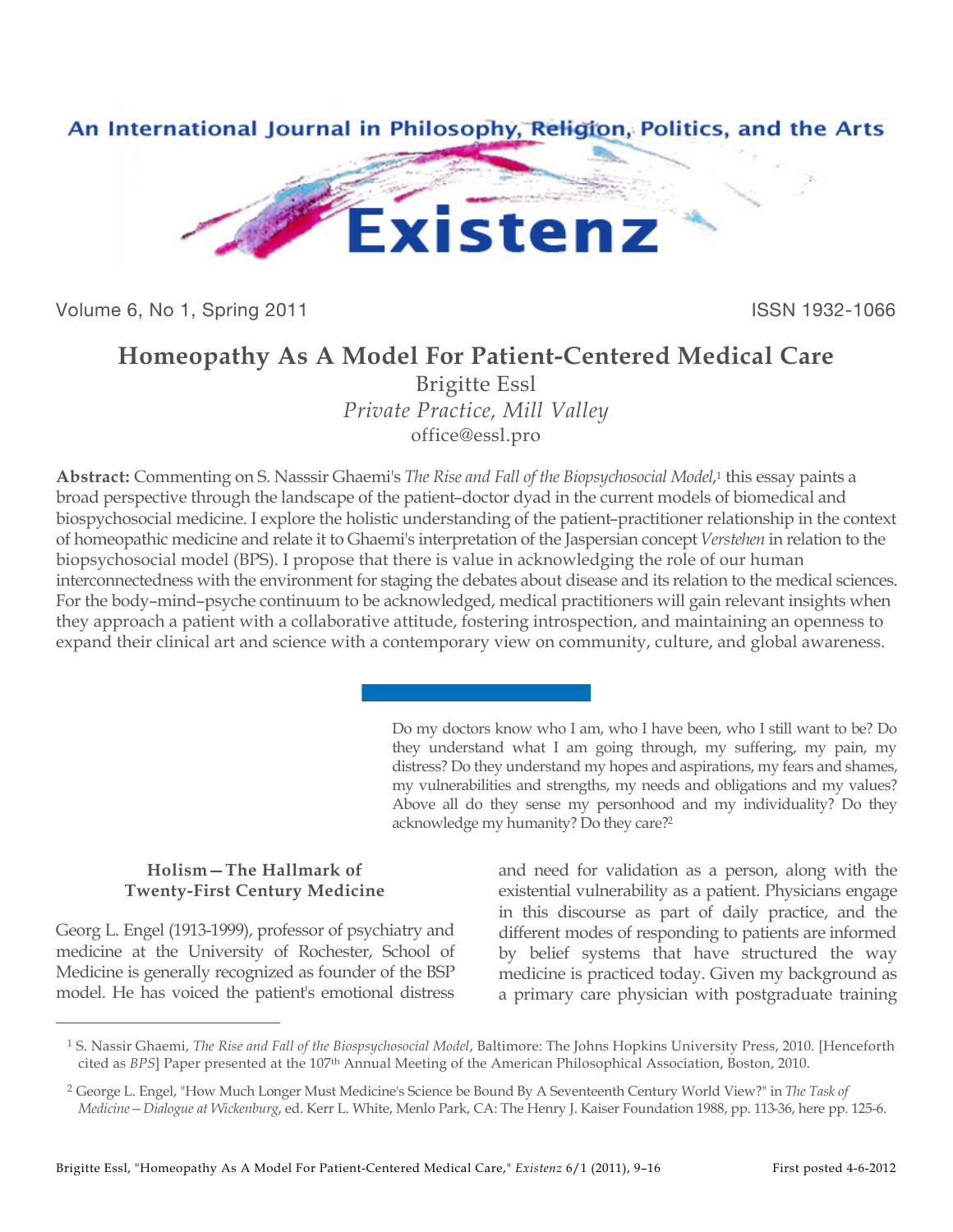An International Journal in Philosophy, Religion, Politics, and the Arts

# Existenz

Volume 6, No 1, Spring 2011 ISSN 1932-1066

# Homeopathy As A Model For Patient-Centered Medical Care

Brigitte Essl

*Private Practice, Mill Valley*

office@essl.pro

**Abstract:** Commenting on S. Nasssir Ghaemi's *The Rise and Fall of the Biopsychosocial Model*,[1] this essay paints a broad perspective through the landscape of the patient–doctor dyad in the current models of biomedical and biospychosocial medicine. I explore the holistic understanding of the patient–practitioner relationship in the context of homeopathic medicine and relate it to Ghaemi's interpretation of the Jaspersian concept *Verstehen* in relation to the biopsychosocial model (BPS). I propose that there is value in acknowledging the role of our human interconnectedness with the environment for staging the debates about disease and its relation to the medical sciences. For the body–mind–psyche continuum to be acknowledged, medical practitioners will gain relevant insights when they approach a patient with a collaborative attitude, fostering introspection, and maintaining an openness to expand their clinical art and science with a contemporary view on community, culture, and global awareness.

> Do my doctors know who I am, who I have been, who I still want to be? Do they understand what I am going through, my suffering, my pain, my distress? Do they understand my hopes and aspirations, my fears and shames, my vulnerabilities and strengths, my needs and obligations and my values? Above all do they sense my personhood and my individuality? Do they acknowledge my humanity? Do they care?[2]

## Holism—The Hallmark of Twenty-First Century Medicine

Georg L. Engel (1913-1999), professor of psychiatry and medicine at the University of Rochester, School of Medicine is generally recognized as founder of the BSP model. He has voiced the patient's emotional distress and need for validation as a person, along with the existential vulnerability as a patient. Physicians engage in this discourse as part of daily practice, and the different modes of responding to patients are informed by belief systems that have structured the way medicine is practiced today. Given my background as a primary care physician with postgraduate training

---

[1] S. Nassir Ghaemi, *The Rise and Fall of the Biospsychosocial Model*, Baltimore: The Johns Hopkins University Press, 2010. [Henceforth cited as *BPS*] Paper presented at the 107th Annual Meeting of the American Philosophical Association, Boston, 2010.

[2] George L. Engel, "How Much Longer Must Medicine's Science be Bound By A Seventeenth Century World View?" in *The Task of Medicine—Dialogue at Wickenburg*, ed. Kerr L. White, Menlo Park, CA: The Henry J. Kaiser Foundation 1988, pp. 113-36, here pp. 125-6.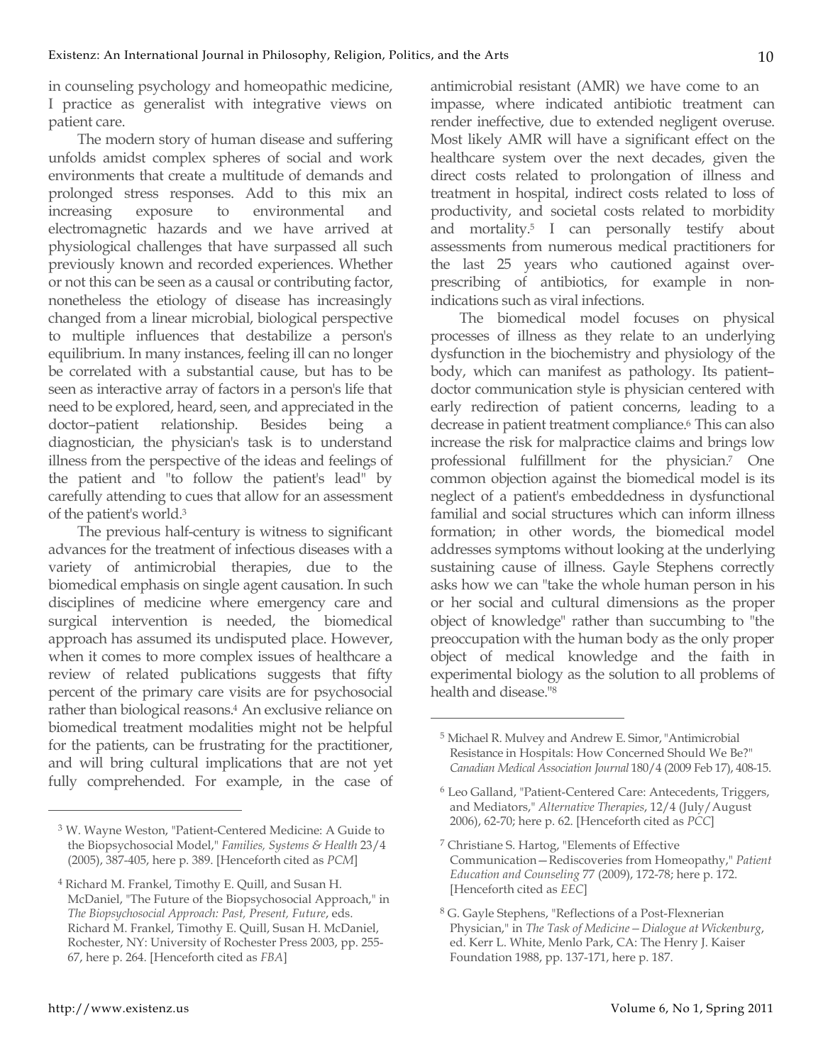in counseling psychology and homeopathic medicine, I practice as generalist with integrative views on patient care.

The modern story of human disease and suffering unfolds amidst complex spheres of social and work environments that create a multitude of demands and prolonged stress responses. Add to this mix an increasing exposure to environmental and electromagnetic hazards and we have arrived at physiological challenges that have surpassed all such previously known and recorded experiences. Whether or not this can be seen as a causal or contributing factor, nonetheless the etiology of disease has increasingly changed from a linear microbial, biological perspective to multiple influences that destabilize a person's equilibrium. In many instances, feeling ill can no longer be correlated with a substantial cause, but has to be seen as interactive array of factors in a person's life that need to be explored, heard, seen, and appreciated in the doctor–patient relationship. Besides being a diagnostician, the physician's task is to understand illness from the perspective of the ideas and feelings of the patient and "to follow the patient's lead" by carefully attending to cues that allow for an assessment of the patient's world.[3]

The previous half-century is witness to significant advances for the treatment of infectious diseases with a variety of antimicrobial therapies, due to the biomedical emphasis on single agent causation. In such disciplines of medicine where emergency care and surgical intervention is needed, the biomedical approach has assumed its undisputed place. However, when it comes to more complex issues of healthcare a review of related publications suggests that fifty percent of the primary care visits are for psychosocial rather than biological reasons.[4] An exclusive reliance on biomedical treatment modalities might not be helpful for the patients, can be frustrating for the practitioner, and will bring cultural implications that are not yet fully comprehended. For example, in the case of antimicrobial resistant (AMR) we have come to an impasse, where indicated antibiotic treatment can render ineffective, due to extended negligent overuse. Most likely AMR will have a significant effect on the healthcare system over the next decades, given the direct costs related to prolongation of illness and treatment in hospital, indirect costs related to loss of productivity, and societal costs related to morbidity and mortality.[5] I can personally testify about assessments from numerous medical practitioners for the last 25 years who cautioned against over-prescribing of antibiotics, for example in non-indications such as viral infections.

The biomedical model focuses on physical processes of illness as they relate to an underlying dysfunction in the biochemistry and physiology of the body, which can manifest as pathology. Its patient–doctor communication style is physician centered with early redirection of patient concerns, leading to a decrease in patient treatment compliance.[6] This can also increase the risk for malpractice claims and brings low professional fulfillment for the physician.[7] One common objection against the biomedical model is its neglect of a patient's embeddedness in dysfunctional familial and social structures which can inform illness formation; in other words, the biomedical model addresses symptoms without looking at the underlying sustaining cause of illness. Gayle Stephens correctly asks how we can "take the whole human person in his or her social and cultural dimensions as the proper object of knowledge" rather than succumbing to "the preoccupation with the human body as the only proper object of medical knowledge and the faith in experimental biology as the solution to all problems of health and disease."[8]

---

[3] W. Wayne Weston, "Patient-Centered Medicine: A Guide to the Biopsychosocial Model," *Families, Systems & Health* 23/4 (2005), 387-405, here p. 389. [Henceforth cited as *PCM*]

[4] Richard M. Frankel, Timothy E. Quill, and Susan H. McDaniel, "The Future of the Biopsychosocial Approach," in *The Biopsychosocial Approach: Past, Present, Future*, eds. Richard M. Frankel, Timothy E. Quill, Susan H. McDaniel, Rochester, NY: University of Rochester Press 2003, pp. 255-67, here p. 264. [Henceforth cited as *FBA*]

[5] Michael R. Mulvey and Andrew E. Simor, "Antimicrobial Resistance in Hospitals: How Concerned Should We Be?" *Canadian Medical Association Journal* 180/4 (2009 Feb 17), 408-15.

[6] Leo Galland, "Patient-Centered Care: Antecedents, Triggers, and Mediators," *Alternative Therapies*, 12/4 (July/August 2006), 62-70; here p. 62. [Henceforth cited as *PCC*]

[7] Christiane S. Hartog, "Elements of Effective Communication—Rediscoveries from Homeopathy," *Patient Education and Counseling* 77 (2009), 172-78; here p. 172. [Henceforth cited as *EEC*]

[8] G. Gayle Stephens, "Reflections of a Post-Flexnerian Physician," in *The Task of Medicine—Dialogue at Wickenburg*, ed. Kerr L. White, Menlo Park, CA: The Henry J. Kaiser Foundation 1988, pp. 137-171, here p. 187.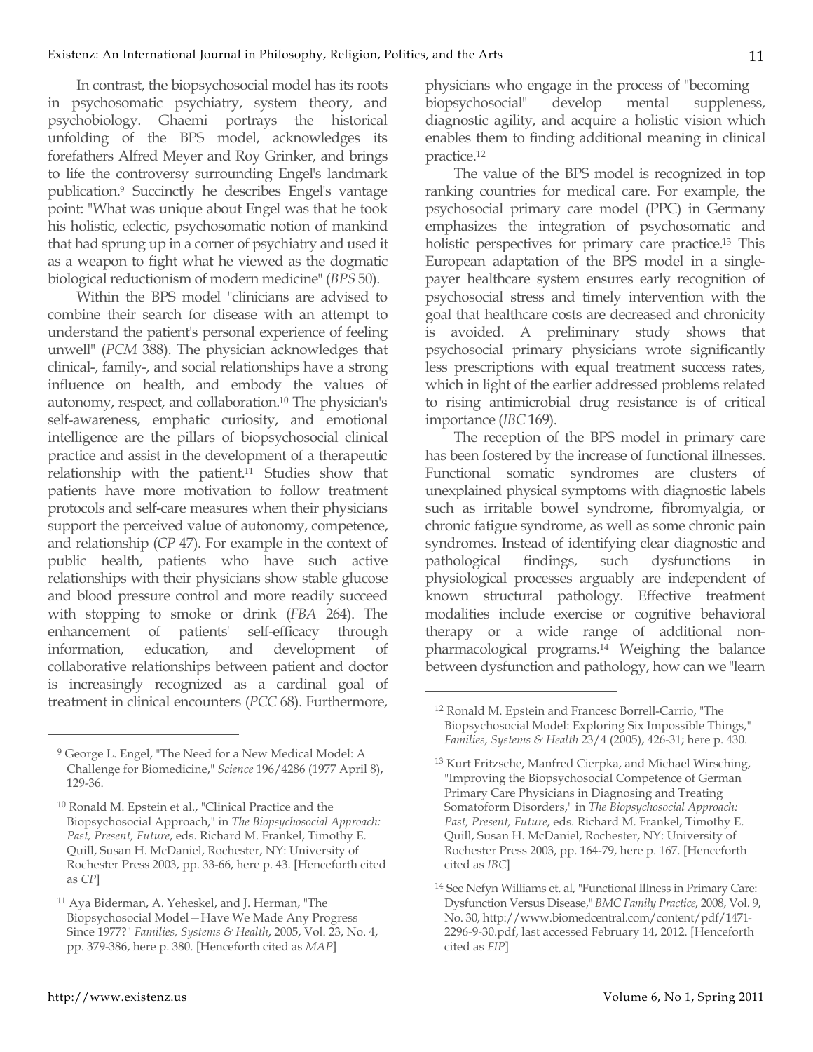In contrast, the biopsychosocial model has its roots in psychosomatic psychiatry, system theory, and psychobiology. Ghaemi portrays the historical unfolding of the BPS model, acknowledges its forefathers Alfred Meyer and Roy Grinker, and brings to life the controversy surrounding Engel's landmark publication.[9] Succinctly he describes Engel's vantage point: "What was unique about Engel was that he took his holistic, eclectic, psychosomatic notion of mankind that had sprung up in a corner of psychiatry and used it as a weapon to fight what he viewed as the dogmatic biological reductionism of modern medicine" (*BPS* 50).

Within the BPS model "clinicians are advised to combine their search for disease with an attempt to understand the patient's personal experience of feeling unwell" (*PCM* 388). The physician acknowledges that clinical-, family-, and social relationships have a strong influence on health, and embody the values of autonomy, respect, and collaboration.[10] The physician's self-awareness, emphatic curiosity, and emotional intelligence are the pillars of biopsychosocial clinical practice and assist in the development of a therapeutic relationship with the patient.[11] Studies show that patients have more motivation to follow treatment protocols and self-care measures when their physicians support the perceived value of autonomy, competence, and relationship (*CP* 47). For example in the context of public health, patients who have such active relationships with their physicians show stable glucose and blood pressure control and more readily succeed with stopping to smoke or drink (*FBA* 264). The enhancement of patients' self-efficacy through information, education, and development of collaborative relationships between patient and doctor is increasingly recognized as a cardinal goal of treatment in clinical encounters (*PCC* 68). Furthermore, physicians who engage in the process of "becoming biopsychosocial" develop mental suppleness, diagnostic agility, and acquire a holistic vision which enables them to finding additional meaning in clinical practice.[12]

The value of the BPS model is recognized in top ranking countries for medical care. For example, the psychosocial primary care model (PPC) in Germany emphasizes the integration of psychosomatic and holistic perspectives for primary care practice.[13] This European adaptation of the BPS model in a single-payer healthcare system ensures early recognition of psychosocial stress and timely intervention with the goal that healthcare costs are decreased and chronicity is avoided. A preliminary study shows that psychosocial primary physicians wrote significantly less prescriptions with equal treatment success rates, which in light of the earlier addressed problems related to rising antimicrobial drug resistance is of critical importance (*IBC* 169).

The reception of the BPS model in primary care has been fostered by the increase of functional illnesses. Functional somatic syndromes are clusters of unexplained physical symptoms with diagnostic labels such as irritable bowel syndrome, fibromyalgia, or chronic fatigue syndrome, as well as some chronic pain syndromes. Instead of identifying clear diagnostic and pathological findings, such dysfunctions in physiological processes arguably are independent of known structural pathology. Effective treatment modalities include exercise or cognitive behavioral therapy or a wide range of additional non-pharmacological programs.[14] Weighing the balance between dysfunction and pathology, how can we "learn

---

[9] George L. Engel, "The Need for a New Medical Model: A Challenge for Biomedicine," *Science* 196/4286 (1977 April 8), 129-36.

[10] Ronald M. Epstein et al., "Clinical Practice and the Biopsychosocial Approach," in *The Biopsychosocial Approach: Past, Present, Future*, eds. Richard M. Frankel, Timothy E. Quill, Susan H. McDaniel, Rochester, NY: University of Rochester Press 2003, pp. 33-66, here p. 43. [Henceforth cited as *CP*]

[11] Aya Biderman, A. Yeheskel, and J. Herman, "The Biopsychosocial Model—Have We Made Any Progress Since 1977?" *Families, Systems & Health*, 2005, Vol. 23, No. 4, pp. 379-386, here p. 380. [Henceforth cited as *MAP*]

[12] Ronald M. Epstein and Francesc Borrell-Carrio, "The Biopsychosocial Model: Exploring Six Impossible Things," *Families, Systems & Health* 23/4 (2005), 426-31; here p. 430.

[13] Kurt Fritzsche, Manfred Cierpka, and Michael Wirsching, "Improving the Biopsychosocial Competence of German Primary Care Physicians in Diagnosing and Treating Somatoform Disorders," in *The Biopsychosocial Approach: Past, Present, Future*, eds. Richard M. Frankel, Timothy E. Quill, Susan H. McDaniel, Rochester, NY: University of Rochester Press 2003, pp. 164-79, here p. 167. [Henceforth cited as *IBC*]

[14] See Nefyn Williams et. al, "Functional Illness in Primary Care: Dysfunction Versus Disease," *BMC Family Practice*, 2008, Vol. 9, No. 30, http://www.biomedcentral.com/content/pdf/1471-2296-9-30.pdf, last accessed February 14, 2012. [Henceforth cited as *FIP*]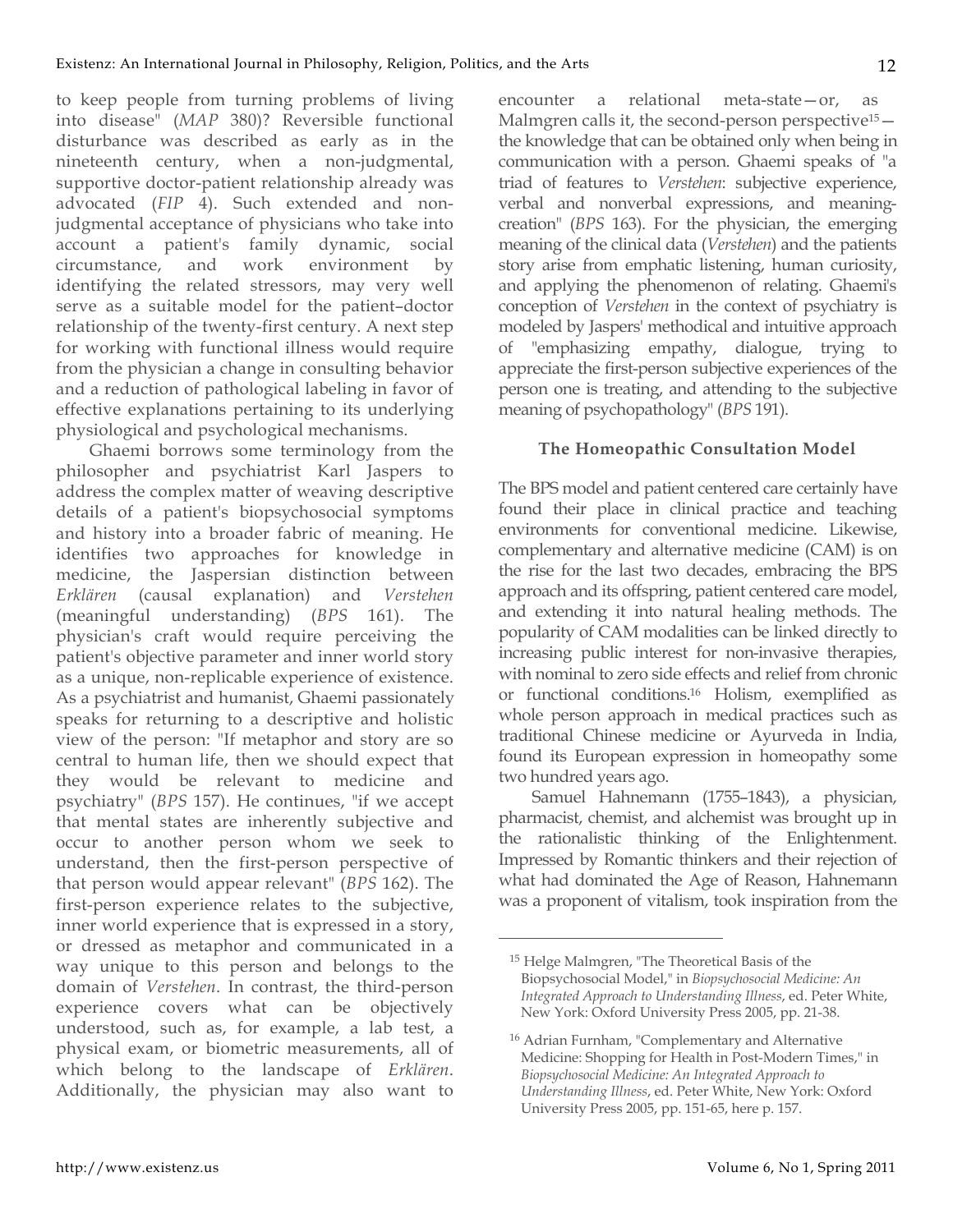to keep people from turning problems of living into disease" (*MAP* 380)? Reversible functional disturbance was described as early as in the nineteenth century, when a non-judgmental, supportive doctor-patient relationship already was advocated (*FIP* 4). Such extended and non-judgmental acceptance of physicians who take into account a patient's family dynamic, social circumstance, and work environment by identifying the related stressors, may very well serve as a suitable model for the patient–doctor relationship of the twenty-first century. A next step for working with functional illness would require from the physician a change in consulting behavior and a reduction of pathological labeling in favor of effective explanations pertaining to its underlying physiological and psychological mechanisms.

Ghaemi borrows some terminology from the philosopher and psychiatrist Karl Jaspers to address the complex matter of weaving descriptive details of a patient's biopsychosocial symptoms and history into a broader fabric of meaning. He identifies two approaches for knowledge in medicine, the Jaspersian distinction between *Erklären* (causal explanation) and *Verstehen* (meaningful understanding) (*BPS* 161). The physician's craft would require perceiving the patient's objective parameter and inner world story as a unique, non-replicable experience of existence. As a psychiatrist and humanist, Ghaemi passionately speaks for returning to a descriptive and holistic view of the person: "If metaphor and story are so central to human life, then we should expect that they would be relevant to medicine and psychiatry" (*BPS* 157). He continues, "if we accept that mental states are inherently subjective and occur to another person whom we seek to understand, then the first-person perspective of that person would appear relevant" (*BPS* 162). The first-person experience relates to the subjective, inner world experience that is expressed in a story, or dressed as metaphor and communicated in a way unique to this person and belongs to the domain of *Verstehen*. In contrast, the third-person experience covers what can be objectively understood, such as, for example, a lab test, a physical exam, or biometric measurements, all of which belong to the landscape of *Erklären*. Additionally, the physician may also want to encounter a relational meta-state—or, as Malmgren calls it, the second-person perspective[15]—the knowledge that can be obtained only when being in communication with a person. Ghaemi speaks of "a triad of features to *Verstehen*: subjective experience, verbal and nonverbal expressions, and meaning-creation" (*BPS* 163). For the physician, the emerging meaning of the clinical data (*Verstehen*) and the patients story arise from emphatic listening, human curiosity, and applying the phenomenon of relating. Ghaemi's conception of *Verstehen* in the context of psychiatry is modeled by Jaspers' methodical and intuitive approach of "emphasizing empathy, dialogue, trying to appreciate the first-person subjective experiences of the person one is treating, and attending to the subjective meaning of psychopathology" (*BPS* 191).

## The Homeopathic Consultation Model

The BPS model and patient centered care certainly have found their place in clinical practice and teaching environments for conventional medicine. Likewise, complementary and alternative medicine (CAM) is on the rise for the last two decades, embracing the BPS approach and its offspring, patient centered care model, and extending it into natural healing methods. The popularity of CAM modalities can be linked directly to increasing public interest for non-invasive therapies, with nominal to zero side effects and relief from chronic or functional conditions.[16] Holism, exemplified as whole person approach in medical practices such as traditional Chinese medicine or Ayurveda in India, found its European expression in homeopathy some two hundred years ago.

Samuel Hahnemann (1755–1843), a physician, pharmacist, chemist, and alchemist was brought up in the rationalistic thinking of the Enlightenment. Impressed by Romantic thinkers and their rejection of what had dominated the Age of Reason, Hahnemann was a proponent of vitalism, took inspiration from the

---

[15] Helge Malmgren, "The Theoretical Basis of the Biopsychosocial Model," in *Biopsychosocial Medicine: An Integrated Approach to Understanding Illness*, ed. Peter White, New York: Oxford University Press 2005, pp. 21-38.

[16] Adrian Furnham, "Complementary and Alternative Medicine: Shopping for Health in Post-Modern Times," in *Biopsychosocial Medicine: An Integrated Approach to Understanding Illness*, ed. Peter White, New York: Oxford University Press 2005, pp. 151-65, here p. 157.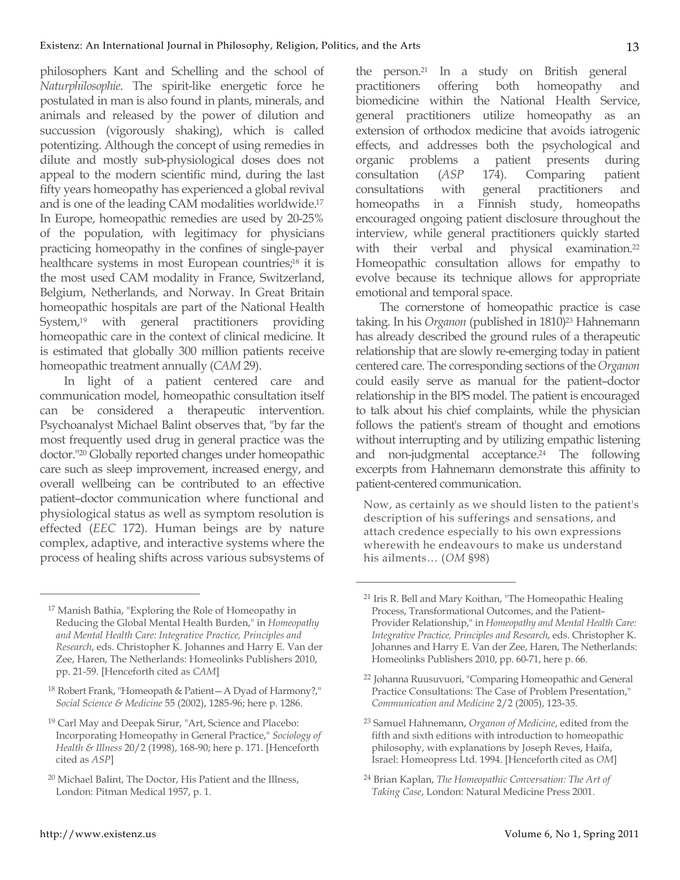philosophers Kant and Schelling and the school of *Naturphilosophie*. The spirit-like energetic force he postulated in man is also found in plants, minerals, and animals and released by the power of dilution and succussion (vigorously shaking), which is called potentizing. Although the concept of using remedies in dilute and mostly sub-physiological doses does not appeal to the modern scientific mind, during the last fifty years homeopathy has experienced a global revival and is one of the leading CAM modalities worldwide.[17] In Europe, homeopathic remedies are used by 20-25% of the population, with legitimacy for physicians practicing homeopathy in the confines of single-payer healthcare systems in most European countries;[18] it is the most used CAM modality in France, Switzerland, Belgium, Netherlands, and Norway. In Great Britain homeopathic hospitals are part of the National Health System,[19] with general practitioners providing homeopathic care in the context of clinical medicine. It is estimated that globally 300 million patients receive homeopathic treatment annually (*CAM* 29).

In light of a patient centered care and communication model, homeopathic consultation itself can be considered a therapeutic intervention. Psychoanalyst Michael Balint observes that, "by far the most frequently used drug in general practice was the doctor."[20] Globally reported changes under homeopathic care such as sleep improvement, increased energy, and overall wellbeing can be contributed to an effective patient–doctor communication where functional and physiological status as well as symptom resolution is effected (*EEC* 172). Human beings are by nature complex, adaptive, and interactive systems where the process of healing shifts across various subsystems of the person.[21] In a study on British general practitioners offering both homeopathy and biomedicine within the National Health Service, general practitioners utilize homeopathy as an extension of orthodox medicine that avoids iatrogenic effects, and addresses both the psychological and organic problems a patient presents during consultation (*ASP* 174). Comparing patient consultations with general practitioners and homeopaths in a Finnish study, homeopaths encouraged ongoing patient disclosure throughout the interview, while general practitioners quickly started with their verbal and physical examination.[22] Homeopathic consultation allows for empathy to evolve because its technique allows for appropriate emotional and temporal space.

The cornerstone of homeopathic practice is case taking. In his *Organon* (published in 1810)[23] Hahnemann has already described the ground rules of a therapeutic relationship that are slowly re-emerging today in patient centered care. The corresponding sections of the *Organon* could easily serve as manual for the patient–doctor relationship in the BPS model. The patient is encouraged to talk about his chief complaints, while the physician follows the patient's stream of thought and emotions without interrupting and by utilizing empathic listening and non-judgmental acceptance.[24] The following excerpts from Hahnemann demonstrate this affinity to patient-centered communication.

> Now, as certainly as we should listen to the patient's description of his sufferings and sensations, and attach credence especially to his own expressions wherewith he endeavours to make us understand his ailments… (*OM* §98)

---

[17] Manish Bathia, "Exploring the Role of Homeopathy in Reducing the Global Mental Health Burden," in *Homeopathy and Mental Health Care: Integrative Practice, Principles and Research*, eds. Christopher K. Johannes and Harry E. Van der Zee, Haren, The Netherlands: Homeolinks Publishers 2010, pp. 21-59. [Henceforth cited as *CAM*]

[18] Robert Frank, "Homeopath & Patient—A Dyad of Harmony?," *Social Science & Medicine* 55 (2002), 1285-96; here p. 1286.

[19] Carl May and Deepak Sirur, "Art, Science and Placebo: Incorporating Homeopathy in General Practice," *Sociology of Health & Illness* 20/2 (1998), 168-90; here p. 171. [Henceforth cited as *ASP*]

[20] Michael Balint, The Doctor, His Patient and the Illness, London: Pitman Medical 1957, p. 1.

[21] Iris R. Bell and Mary Koithan, "The Homeopathic Healing Process, Transformational Outcomes, and the Patient–Provider Relationship," in *Homeopathy and Mental Health Care: Integrative Practice, Principles and Research*, eds. Christopher K. Johannes and Harry E. Van der Zee, Haren, The Netherlands: Homeolinks Publishers 2010, pp. 60-71, here p. 66.

[22] Johanna Ruusuvuori, "Comparing Homeopathic and General Practice Consultations: The Case of Problem Presentation," *Communication and Medicine* 2/2 (2005), 123-35.

[23] Samuel Hahnemann, *Organon of Medicine*, edited from the fifth and sixth editions with introduction to homeopathic philosophy, with explanations by Joseph Reves, Haifa, Israel: Homeopress Ltd. 1994. [Henceforth cited as *OM*]

[24] Brian Kaplan, *The Homeopathic Conversation: The Art of Taking Case*, London: Natural Medicine Press 2001.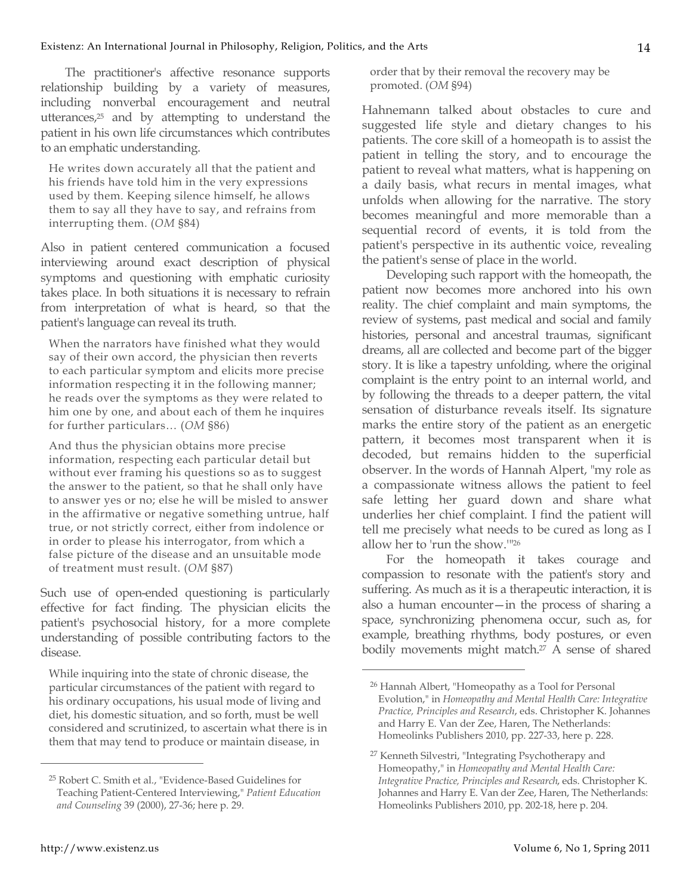The practitioner's affective resonance supports relationship building by a variety of measures, including nonverbal encouragement and neutral utterances,[25] and by attempting to understand the patient in his own life circumstances which contributes to an emphatic understanding.

> He writes down accurately all that the patient and his friends have told him in the very expressions used by them. Keeping silence himself, he allows them to say all they have to say, and refrains from interrupting them. (*OM* §84)

Also in patient centered communication a focused interviewing around exact description of physical symptoms and questioning with emphatic curiosity takes place. In both situations it is necessary to refrain from interpretation of what is heard, so that the patient's language can reveal its truth.

> When the narrators have finished what they would say of their own accord, the physician then reverts to each particular symptom and elicits more precise information respecting it in the following manner; he reads over the symptoms as they were related to him one by one, and about each of them he inquires for further particulars… (*OM* §86)

> And thus the physician obtains more precise information, respecting each particular detail but without ever framing his questions so as to suggest the answer to the patient, so that he shall only have to answer yes or no; else he will be misled to answer in the affirmative or negative something untrue, half true, or not strictly correct, either from indolence or in order to please his interrogator, from which a false picture of the disease and an unsuitable mode of treatment must result. (*OM* §87)

Such use of open-ended questioning is particularly effective for fact finding. The physician elicits the patient's psychosocial history, for a more complete understanding of possible contributing factors to the disease.

> While inquiring into the state of chronic disease, the particular circumstances of the patient with regard to his ordinary occupations, his usual mode of living and diet, his domestic situation, and so forth, must be well considered and scrutinized, to ascertain what there is in them that may tend to produce or maintain disease, in order that by their removal the recovery may be promoted. (*OM* §94)

Hahnemann talked about obstacles to cure and suggested life style and dietary changes to his patients. The core skill of a homeopath is to assist the patient in telling the story, and to encourage the patient to reveal what matters, what is happening on a daily basis, what recurs in mental images, what unfolds when allowing for the narrative. The story becomes meaningful and more memorable than a sequential record of events, it is told from the patient's perspective in its authentic voice, revealing the patient's sense of place in the world.

Developing such rapport with the homeopath, the patient now becomes more anchored into his own reality. The chief complaint and main symptoms, the review of systems, past medical and social and family histories, personal and ancestral traumas, significant dreams, all are collected and become part of the bigger story. It is like a tapestry unfolding, where the original complaint is the entry point to an internal world, and by following the threads to a deeper pattern, the vital sensation of disturbance reveals itself. Its signature marks the entire story of the patient as an energetic pattern, it becomes most transparent when it is decoded, but remains hidden to the superficial observer. In the words of Hannah Alpert, "my role as a compassionate witness allows the patient to feel safe letting her guard down and share what underlies her chief complaint. I find the patient will tell me precisely what needs to be cured as long as I allow her to 'run the show.'"[26]

For the homeopath it takes courage and compassion to resonate with the patient's story and suffering. As much as it is a therapeutic interaction, it is also a human encounter—in the process of sharing a space, synchronizing phenomena occur, such as, for example, breathing rhythms, body postures, or even bodily movements might match.[27] A sense of shared

---

[25] Robert C. Smith et al., "Evidence-Based Guidelines for Teaching Patient-Centered Interviewing," *Patient Education and Counseling* 39 (2000), 27-36; here p. 29.

[26] Hannah Albert, "Homeopathy as a Tool for Personal Evolution," in *Homeopathy and Mental Health Care: Integrative Practice, Principles and Research*, eds. Christopher K. Johannes and Harry E. Van der Zee, Haren, The Netherlands: Homeolinks Publishers 2010, pp. 227-33, here p. 228.

[27] Kenneth Silvestri, "Integrating Psychotherapy and Homeopathy," in *Homeopathy and Mental Health Care: Integrative Practice, Principles and Research*, eds. Christopher K. Johannes and Harry E. Van der Zee, Haren, The Netherlands: Homeolinks Publishers 2010, pp. 202-18, here p. 204.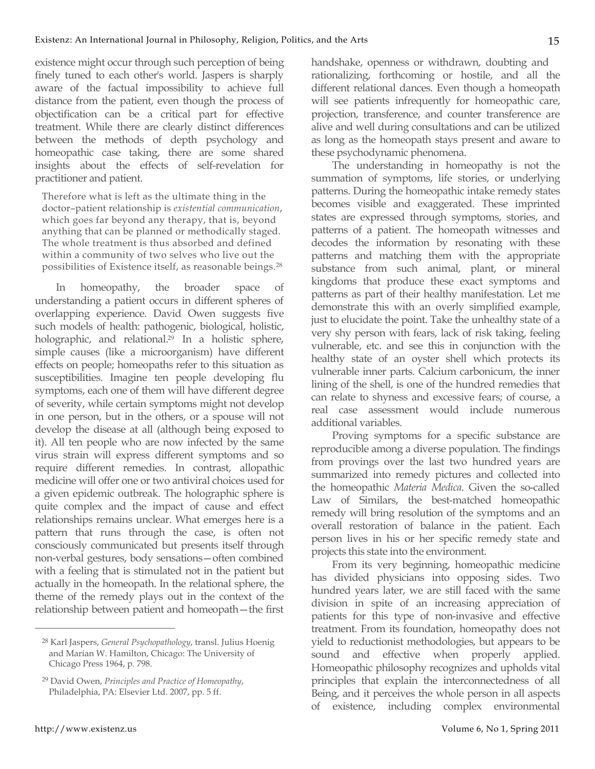existence might occur through such perception of being finely tuned to each other's world. Jaspers is sharply aware of the factual impossibility to achieve full distance from the patient, even though the process of objectification can be a critical part for effective treatment. While there are clearly distinct differences between the methods of depth psychology and homeopathic case taking, there are some shared insights about the effects of self-revelation for practitioner and patient.

> Therefore what is left as the ultimate thing in the doctor–patient relationship is *existential communication*, which goes far beyond any therapy, that is, beyond anything that can be planned or methodically staged. The whole treatment is thus absorbed and defined within a community of two selves who live out the possibilities of Existence itself, as reasonable beings.[28]

In homeopathy, the broader space of understanding a patient occurs in different spheres of overlapping experience. David Owen suggests five such models of health: pathogenic, biological, holistic, holographic, and relational.[29] In a holistic sphere, simple causes (like a microorganism) have different effects on people; homeopaths refer to this situation as susceptibilities. Imagine ten people developing flu symptoms, each one of them will have different degree of severity, while certain symptoms might not develop in one person, but in the others, or a spouse will not develop the disease at all (although being exposed to it). All ten people who are now infected by the same virus strain will express different symptoms and so require different remedies. In contrast, allopathic medicine will offer one or two antiviral choices used for a given epidemic outbreak. The holographic sphere is quite complex and the impact of cause and effect relationships remains unclear. What emerges here is a pattern that runs through the case, is often not consciously communicated but presents itself through non-verbal gestures, body sensations—often combined with a feeling that is stimulated not in the patient but actually in the homeopath. In the relational sphere, the theme of the remedy plays out in the context of the relationship between patient and homeopath—the first handshake, openness or withdrawn, doubting and rationalizing, forthcoming or hostile, and all the different relational dances. Even though a homeopath will see patients infrequently for homeopathic care, projection, transference, and counter transference are alive and well during consultations and can be utilized as long as the homeopath stays present and aware to these psychodynamic phenomena.

The understanding in homeopathy is not the summation of symptoms, life stories, or underlying patterns. During the homeopathic intake remedy states becomes visible and exaggerated. These imprinted states are expressed through symptoms, stories, and patterns of a patient. The homeopath witnesses and decodes the information by resonating with these patterns and matching them with the appropriate substance from such animal, plant, or mineral kingdoms that produce these exact symptoms and patterns as part of their healthy manifestation. Let me demonstrate this with an overly simplified example, just to elucidate the point. Take the unhealthy state of a very shy person with fears, lack of risk taking, feeling vulnerable, etc. and see this in conjunction with the healthy state of an oyster shell which protects its vulnerable inner parts. Calcium carbonicum, the inner lining of the shell, is one of the hundred remedies that can relate to shyness and excessive fears; of course, a real case assessment would include numerous additional variables.

Proving symptoms for a specific substance are reproducible among a diverse population. The findings from provings over the last two hundred years are summarized into remedy pictures and collected into the homeopathic *Materia Medica*. Given the so-called Law of Similars, the best-matched homeopathic remedy will bring resolution of the symptoms and an overall restoration of balance in the patient. Each person lives in his or her specific remedy state and projects this state into the environment.

From its very beginning, homeopathic medicine has divided physicians into opposing sides. Two hundred years later, we are still faced with the same division in spite of an increasing appreciation of patients for this type of non-invasive and effective treatment. From its foundation, homeopathy does not yield to reductionist methodologies, but appears to be sound and effective when properly applied. Homeopathic philosophy recognizes and upholds vital principles that explain the interconnectedness of all Being, and it perceives the whole person in all aspects of existence, including complex environmental

---

[28] Karl Jaspers, *General Psychopathology*, transl. Julius Hoenig and Marian W. Hamilton, Chicago: The University of Chicago Press 1964, p. 798.

[29] David Owen, *Principles and Practice of Homeopathy*, Philadelphia, PA: Elsevier Ltd. 2007, pp. 5 ff.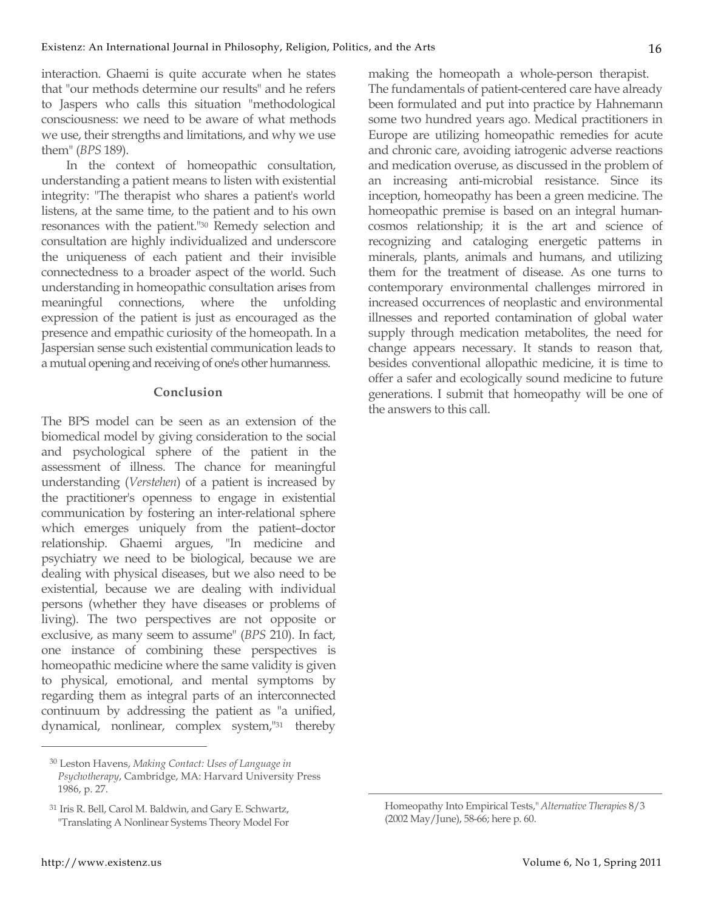interaction. Ghaemi is quite accurate when he states that "our methods determine our results" and he refers to Jaspers who calls this situation "methodological consciousness: we need to be aware of what methods we use, their strengths and limitations, and why we use them" (*BPS* 189).

In the context of homeopathic consultation, understanding a patient means to listen with existential integrity: "The therapist who shares a patient's world listens, at the same time, to the patient and to his own resonances with the patient."[30] Remedy selection and consultation are highly individualized and underscore the uniqueness of each patient and their invisible connectedness to a broader aspect of the world. Such understanding in homeopathic consultation arises from meaningful connections, where the unfolding expression of the patient is just as encouraged as the presence and empathic curiosity of the homeopath. In a Jaspersian sense such existential communication leads to a mutual opening and receiving of one's other humanness.

## Conclusion

The BPS model can be seen as an extension of the biomedical model by giving consideration to the social and psychological sphere of the patient in the assessment of illness. The chance for meaningful understanding (*Verstehen*) of a patient is increased by the practitioner's openness to engage in existential communication by fostering an inter-relational sphere which emerges uniquely from the patient–doctor relationship. Ghaemi argues, "In medicine and psychiatry we need to be biological, because we are dealing with physical diseases, but we also need to be existential, because we are dealing with individual persons (whether they have diseases or problems of living). The two perspectives are not opposite or exclusive, as many seem to assume" (*BPS* 210). In fact, one instance of combining these perspectives is homeopathic medicine where the same validity is given to physical, emotional, and mental symptoms by regarding them as integral parts of an interconnected continuum by addressing the patient as "a unified, dynamical, nonlinear, complex system,"[31] thereby making the homeopath a whole-person therapist. The fundamentals of patient-centered care have already been formulated and put into practice by Hahnemann some two hundred years ago. Medical practitioners in Europe are utilizing homeopathic remedies for acute and chronic care, avoiding iatrogenic adverse reactions and medication overuse, as discussed in the problem of an increasing anti-microbial resistance. Since its inception, homeopathy has been a green medicine. The homeopathic premise is based on an integral human-cosmos relationship; it is the art and science of recognizing and cataloging energetic patterns in minerals, plants, animals and humans, and utilizing them for the treatment of disease. As one turns to contemporary environmental challenges mirrored in increased occurrences of neoplastic and environmental illnesses and reported contamination of global water supply through medication metabolites, the need for change appears necessary. It stands to reason that, besides conventional allopathic medicine, it is time to offer a safer and ecologically sound medicine to future generations. I submit that homeopathy will be one of the answers to this call.

---

[30] Leston Havens, *Making Contact: Uses of Language in Psychotherapy*, Cambridge, MA: Harvard University Press 1986, p. 27.

[31] Iris R. Bell, Carol M. Baldwin, and Gary E. Schwartz, "Translating A Nonlinear Systems Theory Model For Homeopathy Into Empirical Tests," *Alternative Therapies* 8/3 (2002 May/June), 58-66; here p. 60.